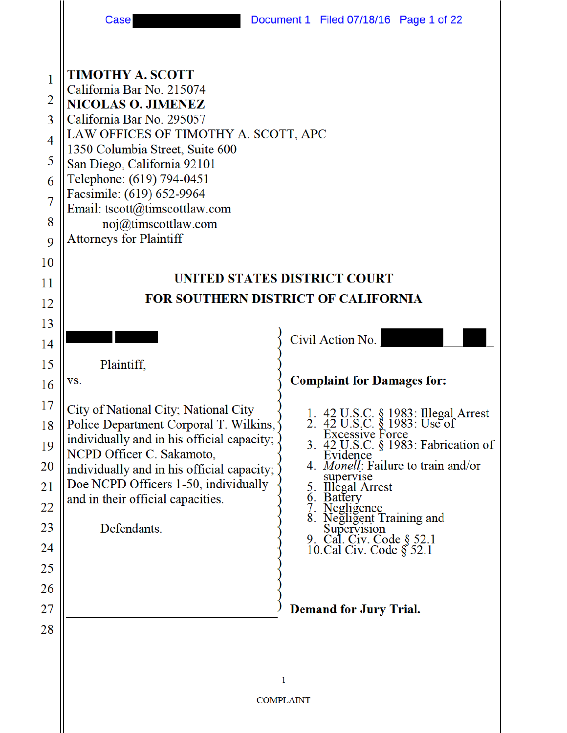**TIMOTHY A. SCOTT**
California Bar No. 215074
**NICOLAS O. JIMENEZ**
California Bar No. 295057
LAW OFFICES OF TIMOTHY A. SCOTT, APC
1350 Columbia Street, Suite 600
San Diego, California 92101
Telephone: (619) 794-0451
Facsimile: (619) 652-9964
Email: tscott@timscottlaw.com
noj@timscottlaw.com
Attorneys for Plaintiff

## UNITED STATES DISTRICT COURT
## FOR SOUTHERN DISTRICT OF CALIFORNIA

[REDACTED]

Plaintiff,

vs.

City of National City; National City Police Department Corporal T. Wilkins, individually and in his official capacity; NCPD Officer C. Sakamoto, individually and in his official capacity; Doe NCPD Officers 1-50, individually and in their official capacities.

Defendants.

Civil Action No. [REDACTED]

**Complaint for Damages for:**

1. 42 U.S.C. § 1983: Illegal Arrest
2. 42 U.S.C. § 1983: Use of Excessive Force
3. 42 U.S.C. § 1983: Fabrication of Evidence
4. *Monell*: Failure to train and/or supervise
5. Illegal Arrest
6. Battery
7. Negligence
8. Negligent Training and Supervision
9. Cal. Civ. Code § 52.1
10. Cal Civ. Code § 52.1

**Demand for Jury Trial.**

COMPLAINT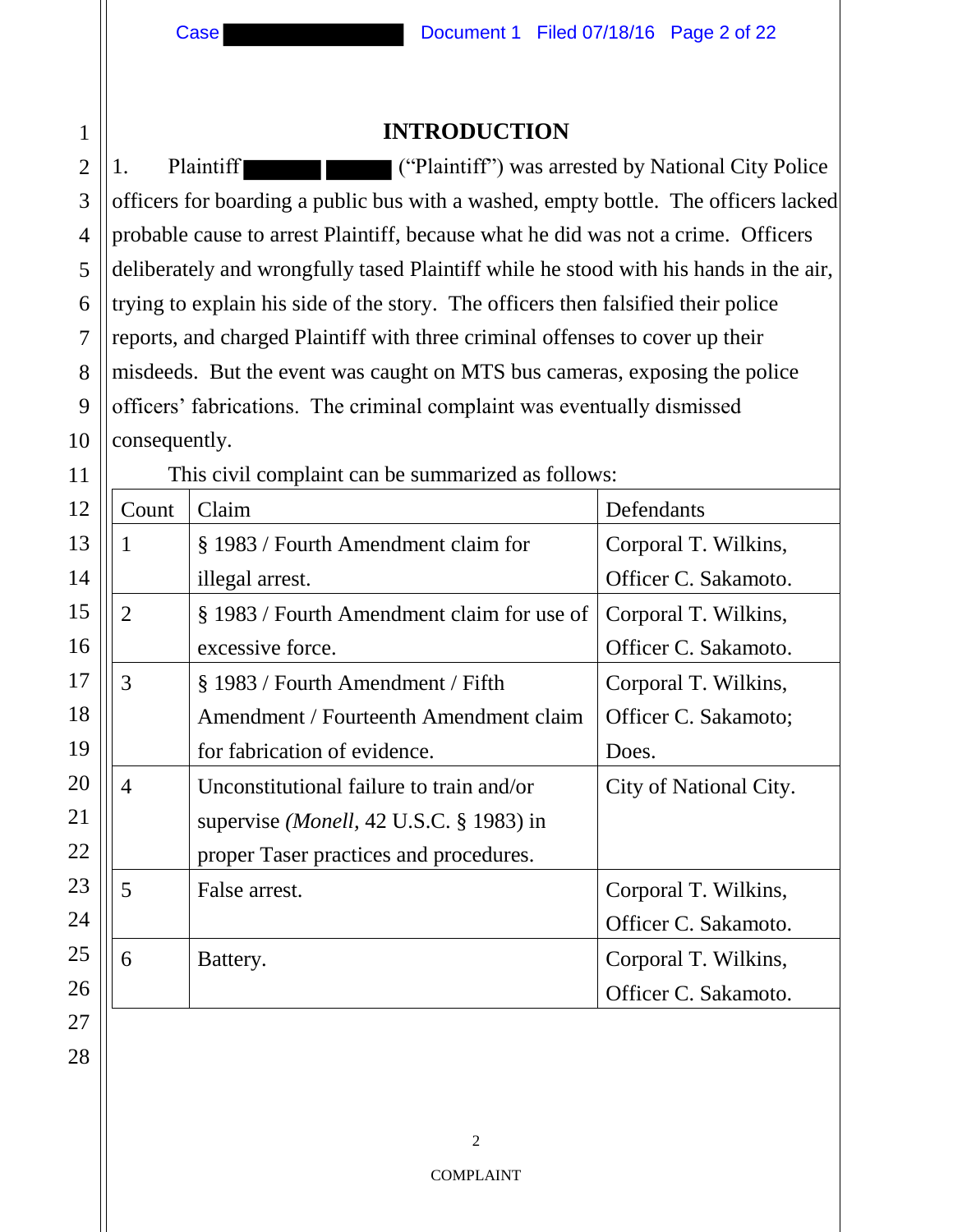# INTRODUCTION

1. Plaintiff ████ ████ ("Plaintiff") was arrested by National City Police officers for boarding a public bus with a washed, empty bottle. The officers lacked probable cause to arrest Plaintiff, because what he did was not a crime. Officers deliberately and wrongfully tased Plaintiff while he stood with his hands in the air, trying to explain his side of the story. The officers then falsified their police reports, and charged Plaintiff with three criminal offenses to cover up their misdeeds. But the event was caught on MTS bus cameras, exposing the police officers' fabrications. The criminal complaint was eventually dismissed consequently.

This civil complaint can be summarized as follows:

| Count | Claim | Defendants |
|---|---|---|
| 1 | § 1983 / Fourth Amendment claim for illegal arrest. | Corporal T. Wilkins, Officer C. Sakamoto. |
| 2 | § 1983 / Fourth Amendment claim for use of excessive force. | Corporal T. Wilkins, Officer C. Sakamoto. |
| 3 | § 1983 / Fourth Amendment / Fifth Amendment / Fourteenth Amendment claim for fabrication of evidence. | Corporal T. Wilkins, Officer C. Sakamoto; Does. |
| 4 | Unconstitutional failure to train and/or supervise *(Monell*, 42 U.S.C. § 1983) in proper Taser practices and procedures. | City of National City. |
| 5 | False arrest. | Corporal T. Wilkins, Officer C. Sakamoto. |
| 6 | Battery. | Corporal T. Wilkins, Officer C. Sakamoto. |

COMPLAINT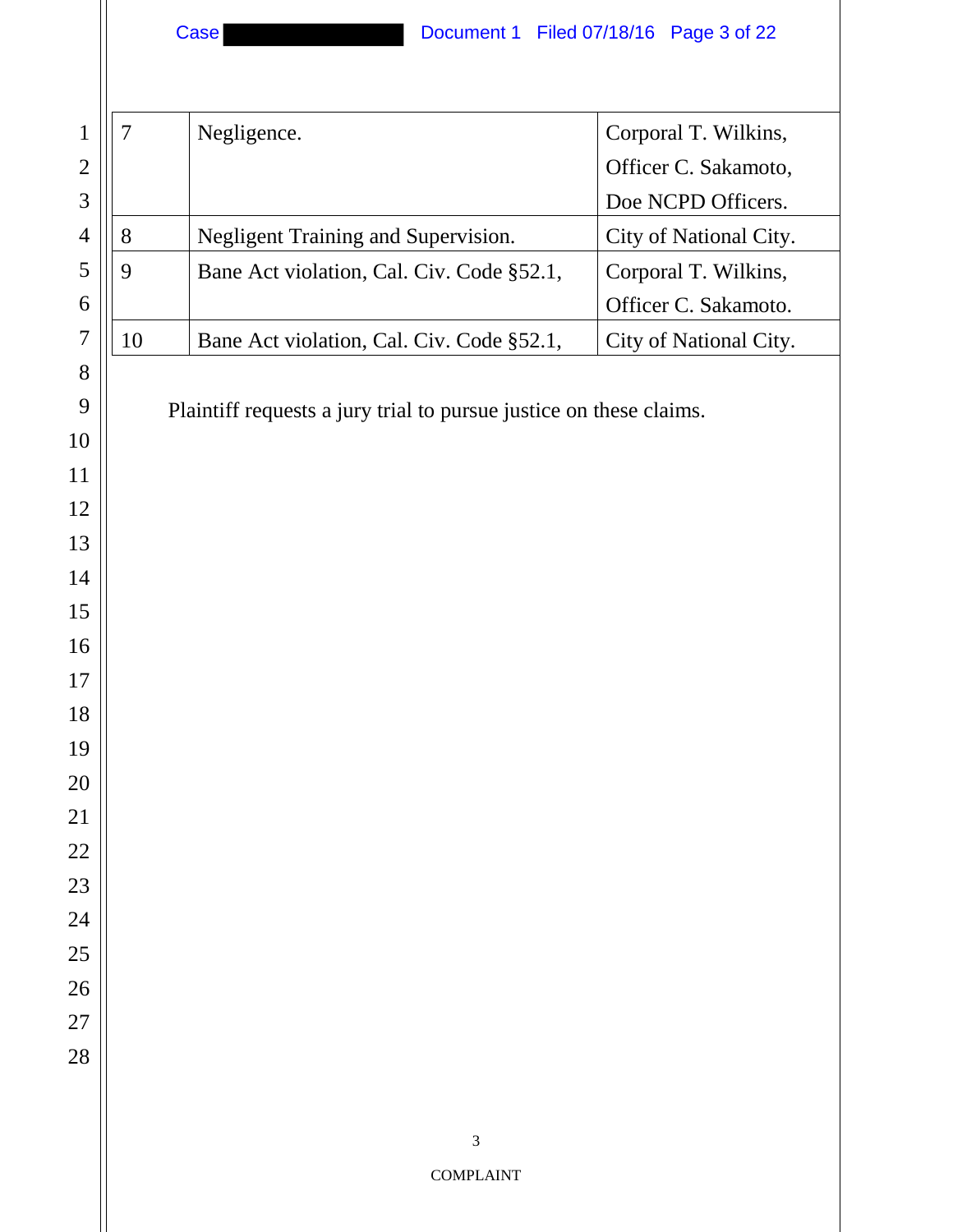| 7 | Negligence. | Corporal T. Wilkins, Officer C. Sakamoto, Doe NCPD Officers. |
|---|---|---|
| 8 | Negligent Training and Supervision. | City of National City. |
| 9 | Bane Act violation, Cal. Civ. Code §52.1, | Corporal T. Wilkins, Officer C. Sakamoto. |
| 10 | Bane Act violation, Cal. Civ. Code §52.1, | City of National City. |

Plaintiff requests a jury trial to pursue justice on these claims.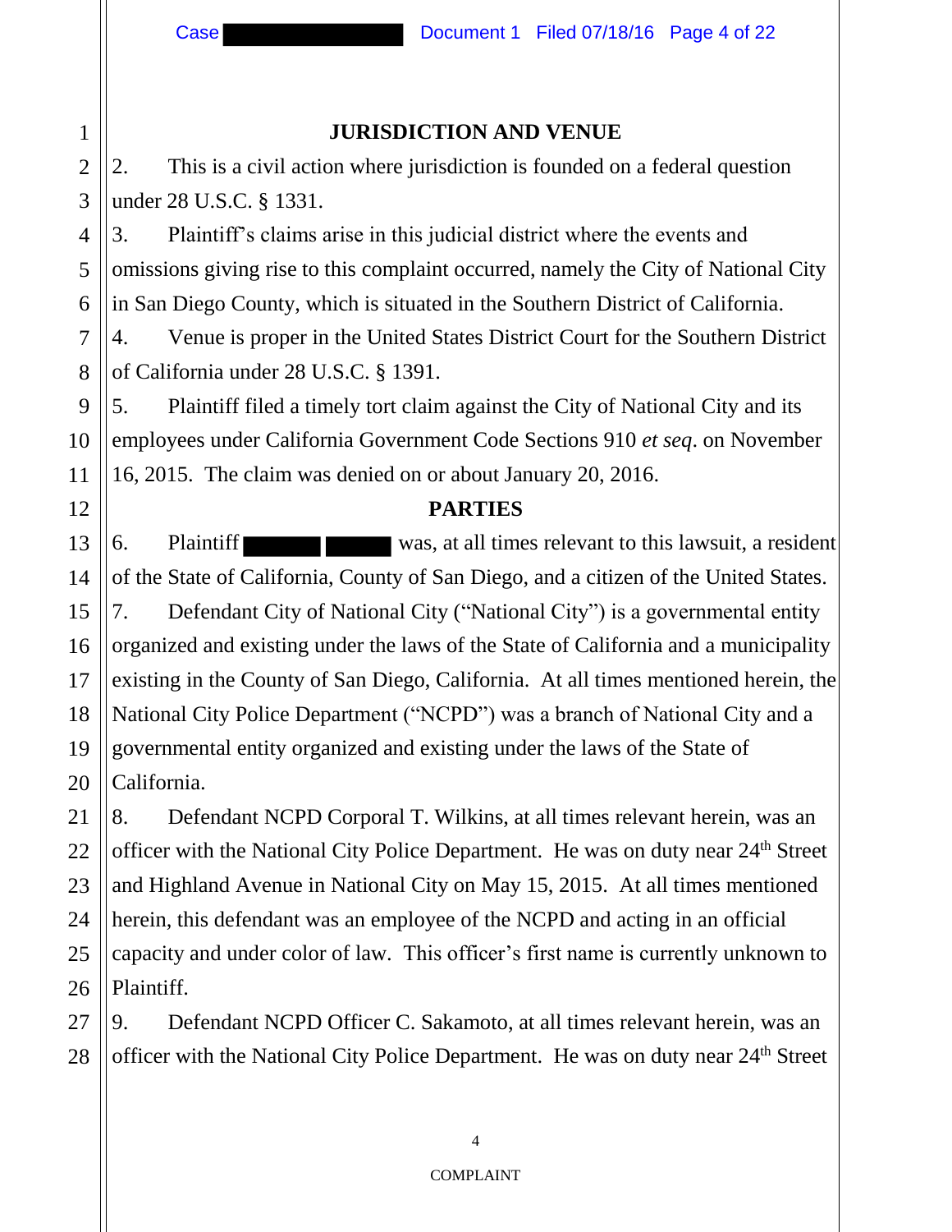## JURISDICTION AND VENUE

2. This is a civil action where jurisdiction is founded on a federal question under 28 U.S.C. § 1331.

3. Plaintiff's claims arise in this judicial district where the events and omissions giving rise to this complaint occurred, namely the City of National City in San Diego County, which is situated in the Southern District of California.

4. Venue is proper in the United States District Court for the Southern District of California under 28 U.S.C. § 1391.

5. Plaintiff filed a timely tort claim against the City of National City and its employees under California Government Code Sections 910 *et seq*. on November 16, 2015. The claim was denied on or about January 20, 2016.

## PARTIES

6. Plaintiff ███████ ██████ was, at all times relevant to this lawsuit, a resident of the State of California, County of San Diego, and a citizen of the United States.

7. Defendant City of National City ("National City") is a governmental entity organized and existing under the laws of the State of California and a municipality existing in the County of San Diego, California. At all times mentioned herein, the National City Police Department ("NCPD") was a branch of National City and a governmental entity organized and existing under the laws of the State of California.

8. Defendant NCPD Corporal T. Wilkins, at all times relevant herein, was an officer with the National City Police Department. He was on duty near 24th Street and Highland Avenue in National City on May 15, 2015. At all times mentioned herein, this defendant was an employee of the NCPD and acting in an official capacity and under color of law. This officer's first name is currently unknown to Plaintiff.

9. Defendant NCPD Officer C. Sakamoto, at all times relevant herein, was an officer with the National City Police Department. He was on duty near 24th Street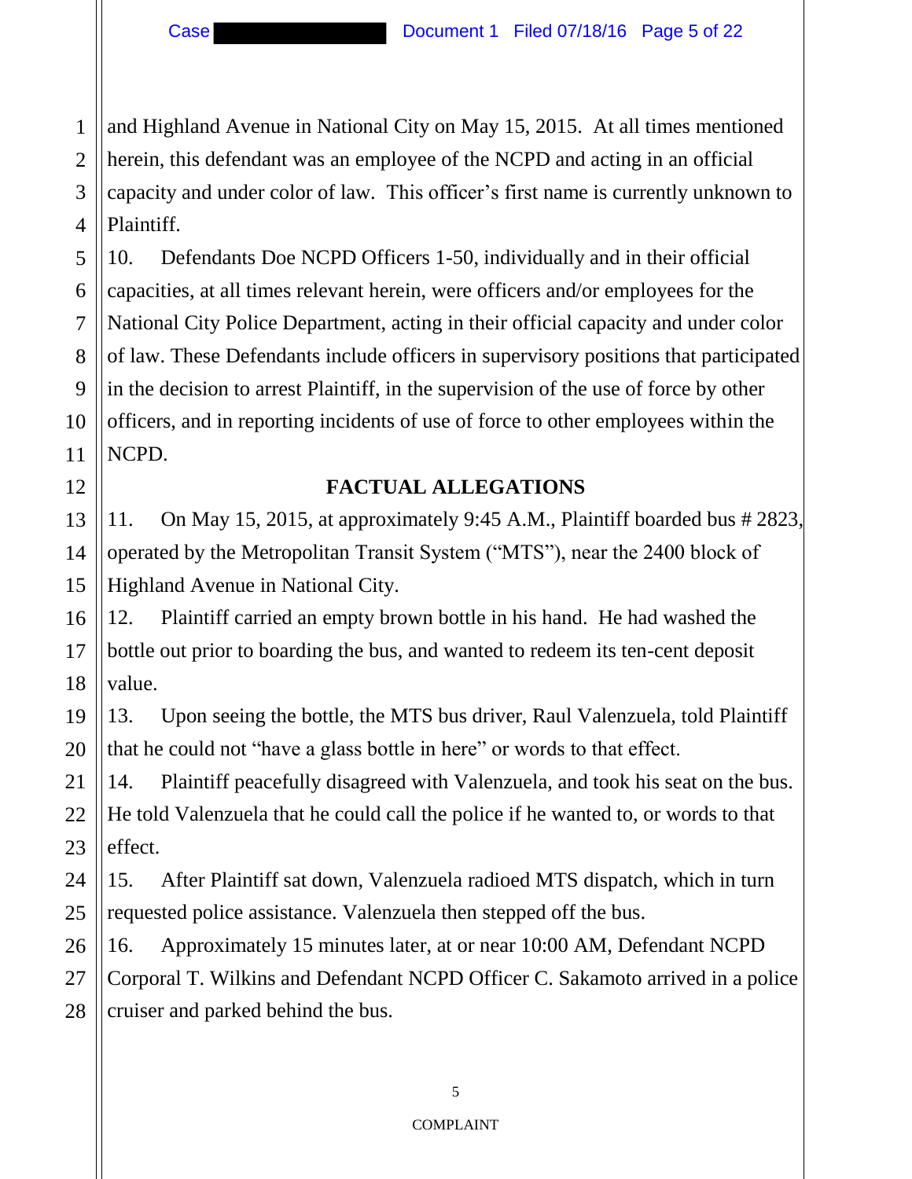and Highland Avenue in National City on May 15, 2015. At all times mentioned herein, this defendant was an employee of the NCPD and acting in an official capacity and under color of law. This officer's first name is currently unknown to Plaintiff.

10. Defendants Doe NCPD Officers 1-50, individually and in their official capacities, at all times relevant herein, were officers and/or employees for the National City Police Department, acting in their official capacity and under color of law. These Defendants include officers in supervisory positions that participated in the decision to arrest Plaintiff, in the supervision of the use of force by other officers, and in reporting incidents of use of force to other employees within the NCPD.

## FACTUAL ALLEGATIONS

11. On May 15, 2015, at approximately 9:45 A.M., Plaintiff boarded bus # 2823, operated by the Metropolitan Transit System ("MTS"), near the 2400 block of Highland Avenue in National City.

12. Plaintiff carried an empty brown bottle in his hand. He had washed the bottle out prior to boarding the bus, and wanted to redeem its ten-cent deposit value.

13. Upon seeing the bottle, the MTS bus driver, Raul Valenzuela, told Plaintiff that he could not "have a glass bottle in here" or words to that effect.

14. Plaintiff peacefully disagreed with Valenzuela, and took his seat on the bus. He told Valenzuela that he could call the police if he wanted to, or words to that effect.

15. After Plaintiff sat down, Valenzuela radioed MTS dispatch, which in turn requested police assistance. Valenzuela then stepped off the bus.

16. Approximately 15 minutes later, at or near 10:00 AM, Defendant NCPD Corporal T. Wilkins and Defendant NCPD Officer C. Sakamoto arrived in a police cruiser and parked behind the bus.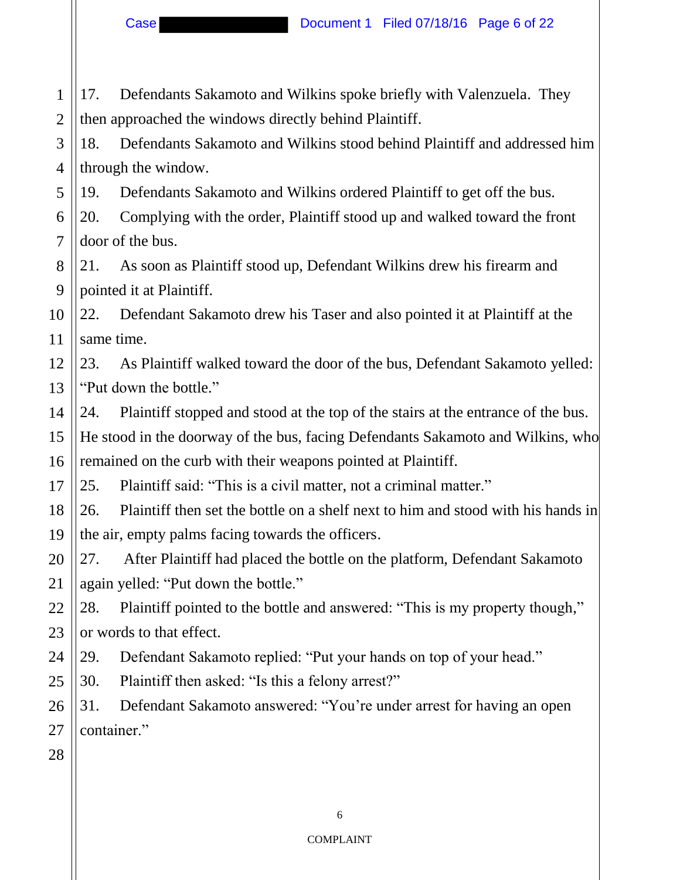17. Defendants Sakamoto and Wilkins spoke briefly with Valenzuela. They then approached the windows directly behind Plaintiff.

18. Defendants Sakamoto and Wilkins stood behind Plaintiff and addressed him through the window.

19. Defendants Sakamoto and Wilkins ordered Plaintiff to get off the bus.

20. Complying with the order, Plaintiff stood up and walked toward the front door of the bus.

21. As soon as Plaintiff stood up, Defendant Wilkins drew his firearm and pointed it at Plaintiff.

22. Defendant Sakamoto drew his Taser and also pointed it at Plaintiff at the same time.

23. As Plaintiff walked toward the door of the bus, Defendant Sakamoto yelled: "Put down the bottle."

24. Plaintiff stopped and stood at the top of the stairs at the entrance of the bus. He stood in the doorway of the bus, facing Defendants Sakamoto and Wilkins, who remained on the curb with their weapons pointed at Plaintiff.

25. Plaintiff said: "This is a civil matter, not a criminal matter."

26. Plaintiff then set the bottle on a shelf next to him and stood with his hands in the air, empty palms facing towards the officers.

27. After Plaintiff had placed the bottle on the platform, Defendant Sakamoto again yelled: "Put down the bottle."

28. Plaintiff pointed to the bottle and answered: "This is my property though," or words to that effect.

29. Defendant Sakamoto replied: "Put your hands on top of your head."

30. Plaintiff then asked: "Is this a felony arrest?"

31. Defendant Sakamoto answered: "You're under arrest for having an open container."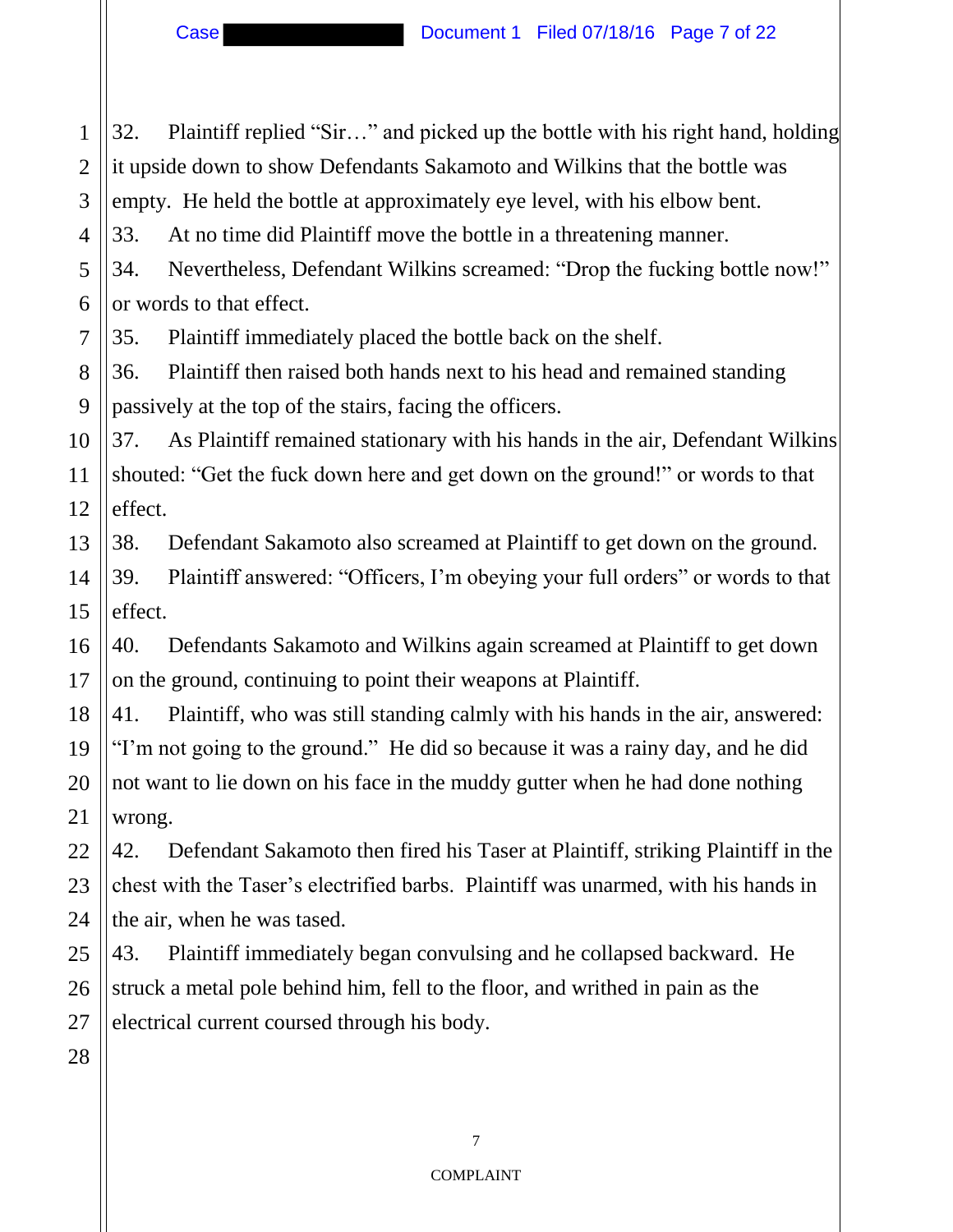32. Plaintiff replied "Sir…" and picked up the bottle with his right hand, holding it upside down to show Defendants Sakamoto and Wilkins that the bottle was empty. He held the bottle at approximately eye level, with his elbow bent.

33. At no time did Plaintiff move the bottle in a threatening manner.

34. Nevertheless, Defendant Wilkins screamed: "Drop the fucking bottle now!" or words to that effect.

35. Plaintiff immediately placed the bottle back on the shelf.

36. Plaintiff then raised both hands next to his head and remained standing passively at the top of the stairs, facing the officers.

37. As Plaintiff remained stationary with his hands in the air, Defendant Wilkins shouted: "Get the fuck down here and get down on the ground!" or words to that effect.

38. Defendant Sakamoto also screamed at Plaintiff to get down on the ground.

39. Plaintiff answered: "Officers, I'm obeying your full orders" or words to that effect.

40. Defendants Sakamoto and Wilkins again screamed at Plaintiff to get down on the ground, continuing to point their weapons at Plaintiff.

41. Plaintiff, who was still standing calmly with his hands in the air, answered: "I'm not going to the ground." He did so because it was a rainy day, and he did not want to lie down on his face in the muddy gutter when he had done nothing wrong.

42. Defendant Sakamoto then fired his Taser at Plaintiff, striking Plaintiff in the chest with the Taser's electrified barbs. Plaintiff was unarmed, with his hands in the air, when he was tased.

43. Plaintiff immediately began convulsing and he collapsed backward. He struck a metal pole behind him, fell to the floor, and writhed in pain as the electrical current coursed through his body.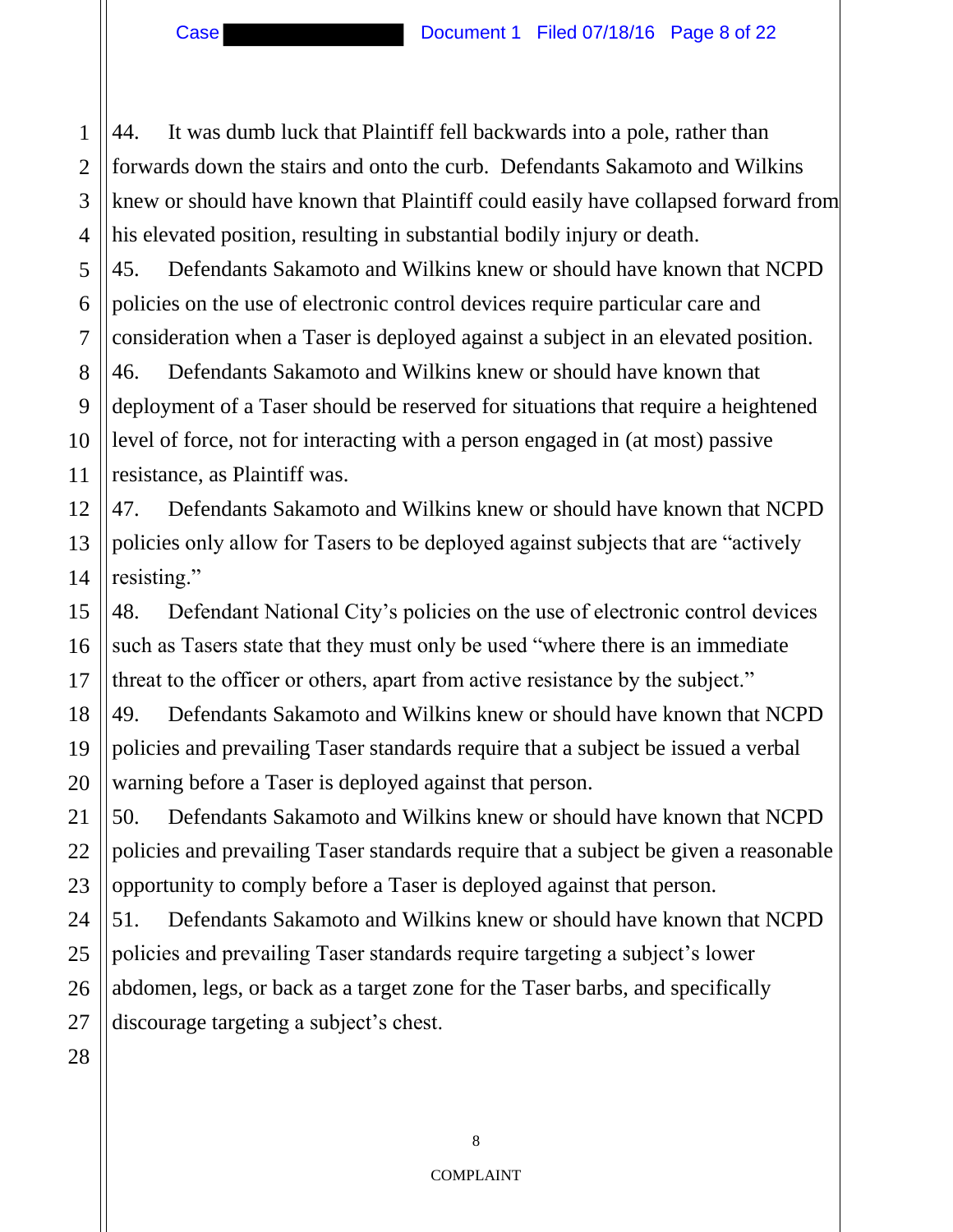44. It was dumb luck that Plaintiff fell backwards into a pole, rather than forwards down the stairs and onto the curb. Defendants Sakamoto and Wilkins knew or should have known that Plaintiff could easily have collapsed forward from his elevated position, resulting in substantial bodily injury or death.

45. Defendants Sakamoto and Wilkins knew or should have known that NCPD policies on the use of electronic control devices require particular care and consideration when a Taser is deployed against a subject in an elevated position.

46. Defendants Sakamoto and Wilkins knew or should have known that deployment of a Taser should be reserved for situations that require a heightened level of force, not for interacting with a person engaged in (at most) passive resistance, as Plaintiff was.

47. Defendants Sakamoto and Wilkins knew or should have known that NCPD policies only allow for Tasers to be deployed against subjects that are "actively resisting."

48. Defendant National City's policies on the use of electronic control devices such as Tasers state that they must only be used "where there is an immediate threat to the officer or others, apart from active resistance by the subject."

49. Defendants Sakamoto and Wilkins knew or should have known that NCPD policies and prevailing Taser standards require that a subject be issued a verbal warning before a Taser is deployed against that person.

50. Defendants Sakamoto and Wilkins knew or should have known that NCPD policies and prevailing Taser standards require that a subject be given a reasonable opportunity to comply before a Taser is deployed against that person.

51. Defendants Sakamoto and Wilkins knew or should have known that NCPD policies and prevailing Taser standards require targeting a subject's lower abdomen, legs, or back as a target zone for the Taser barbs, and specifically discourage targeting a subject's chest.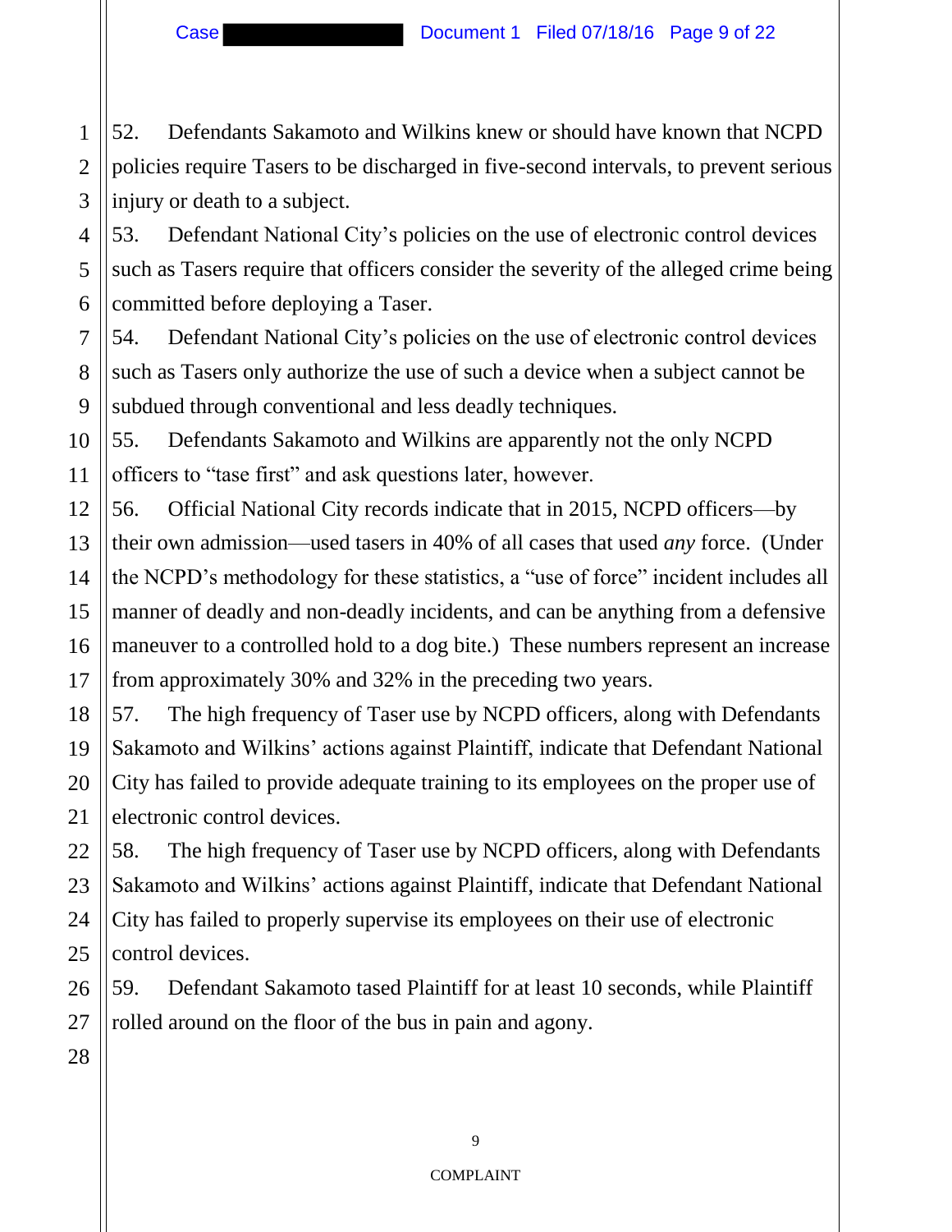52. Defendants Sakamoto and Wilkins knew or should have known that NCPD policies require Tasers to be discharged in five-second intervals, to prevent serious injury or death to a subject.

53. Defendant National City's policies on the use of electronic control devices such as Tasers require that officers consider the severity of the alleged crime being committed before deploying a Taser.

54. Defendant National City's policies on the use of electronic control devices such as Tasers only authorize the use of such a device when a subject cannot be subdued through conventional and less deadly techniques.

55. Defendants Sakamoto and Wilkins are apparently not the only NCPD officers to "tase first" and ask questions later, however.

56. Official National City records indicate that in 2015, NCPD officers—by their own admission—used tasers in 40% of all cases that used *any* force. (Under the NCPD's methodology for these statistics, a "use of force" incident includes all manner of deadly and non-deadly incidents, and can be anything from a defensive maneuver to a controlled hold to a dog bite.) These numbers represent an increase from approximately 30% and 32% in the preceding two years.

57. The high frequency of Taser use by NCPD officers, along with Defendants Sakamoto and Wilkins' actions against Plaintiff, indicate that Defendant National City has failed to provide adequate training to its employees on the proper use of electronic control devices.

58. The high frequency of Taser use by NCPD officers, along with Defendants Sakamoto and Wilkins' actions against Plaintiff, indicate that Defendant National City has failed to properly supervise its employees on their use of electronic control devices.

59. Defendant Sakamoto tased Plaintiff for at least 10 seconds, while Plaintiff rolled around on the floor of the bus in pain and agony.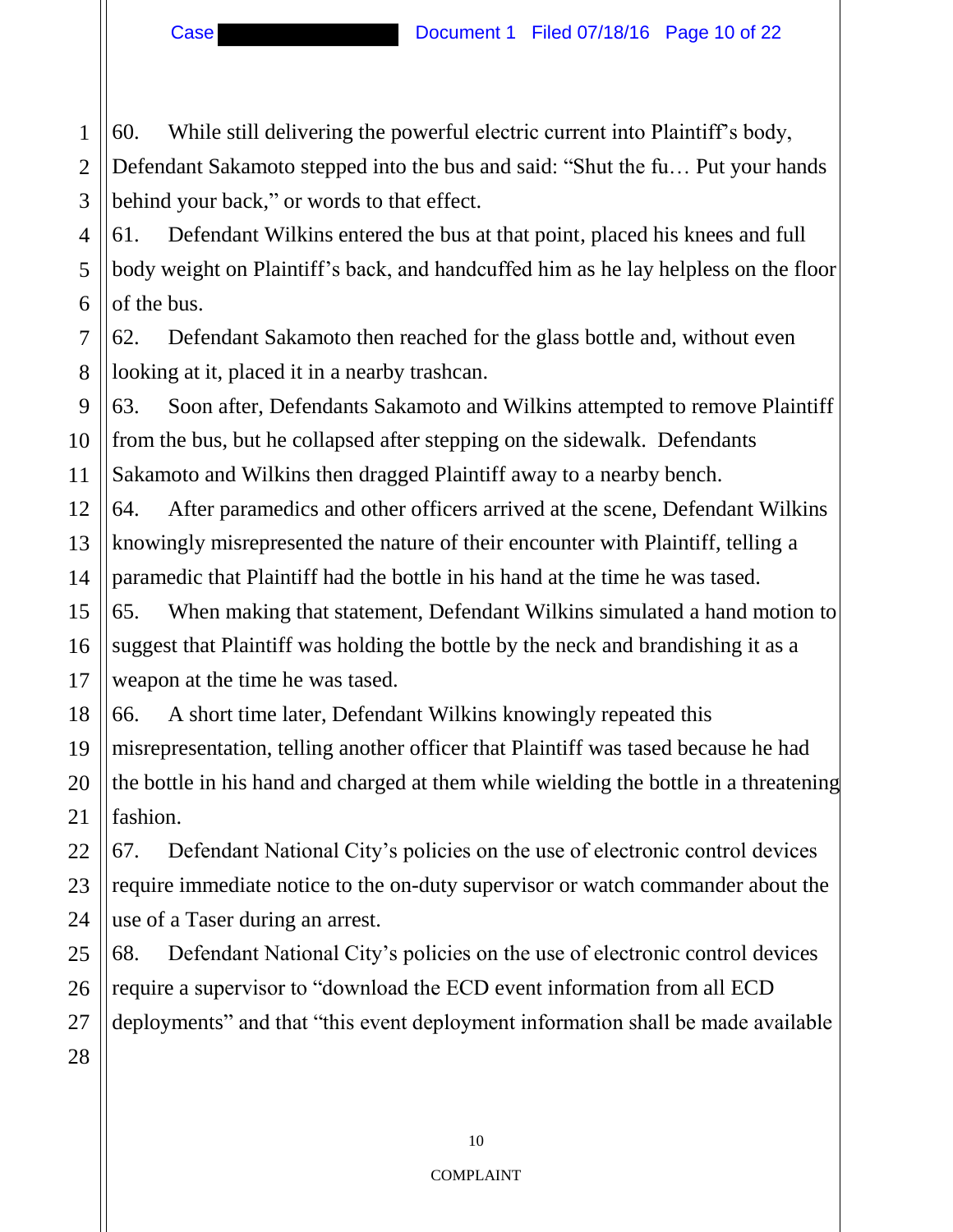60. While still delivering the powerful electric current into Plaintiff's body, Defendant Sakamoto stepped into the bus and said: "Shut the fu… Put your hands behind your back," or words to that effect.

61. Defendant Wilkins entered the bus at that point, placed his knees and full body weight on Plaintiff's back, and handcuffed him as he lay helpless on the floor of the bus.

62. Defendant Sakamoto then reached for the glass bottle and, without even looking at it, placed it in a nearby trashcan.

63. Soon after, Defendants Sakamoto and Wilkins attempted to remove Plaintiff from the bus, but he collapsed after stepping on the sidewalk. Defendants Sakamoto and Wilkins then dragged Plaintiff away to a nearby bench.

64. After paramedics and other officers arrived at the scene, Defendant Wilkins knowingly misrepresented the nature of their encounter with Plaintiff, telling a paramedic that Plaintiff had the bottle in his hand at the time he was tased.

65. When making that statement, Defendant Wilkins simulated a hand motion to suggest that Plaintiff was holding the bottle by the neck and brandishing it as a weapon at the time he was tased.

66. A short time later, Defendant Wilkins knowingly repeated this misrepresentation, telling another officer that Plaintiff was tased because he had the bottle in his hand and charged at them while wielding the bottle in a threatening fashion.

67. Defendant National City's policies on the use of electronic control devices require immediate notice to the on-duty supervisor or watch commander about the use of a Taser during an arrest.

68. Defendant National City's policies on the use of electronic control devices require a supervisor to "download the ECD event information from all ECD deployments" and that "this event deployment information shall be made available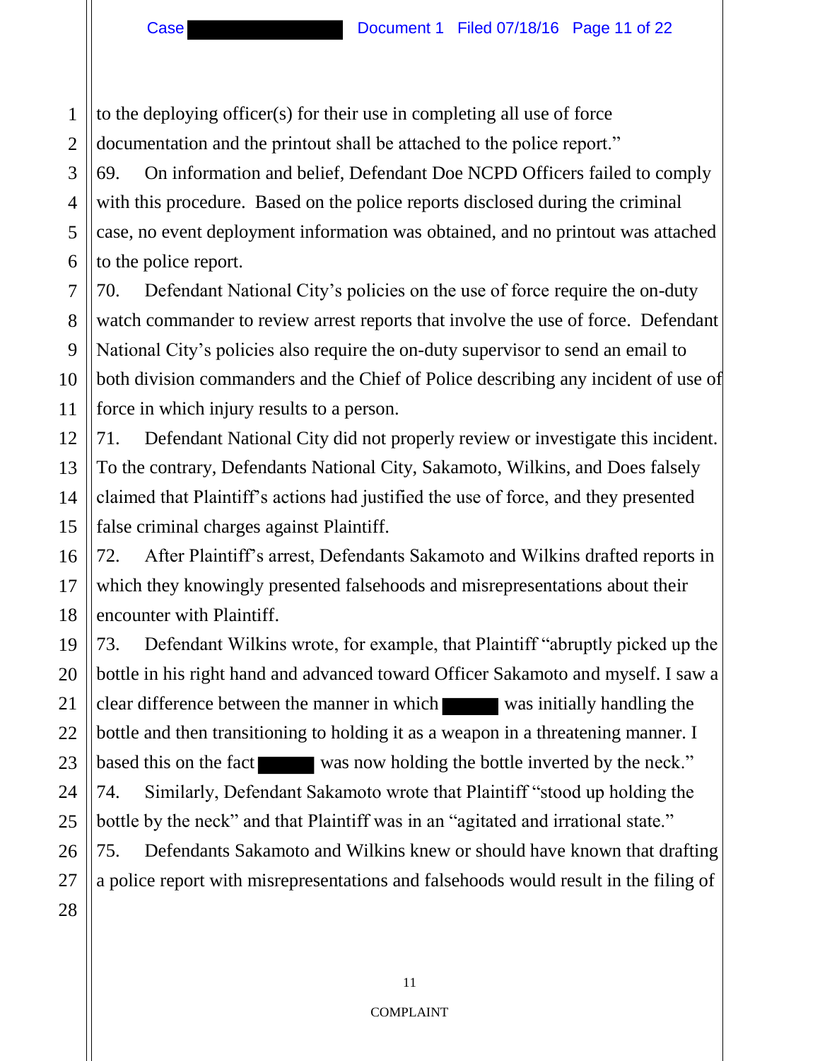to the deploying officer(s) for their use in completing all use of force documentation and the printout shall be attached to the police report."

69. On information and belief, Defendant Doe NCPD Officers failed to comply with this procedure. Based on the police reports disclosed during the criminal case, no event deployment information was obtained, and no printout was attached to the police report.

70. Defendant National City's policies on the use of force require the on-duty watch commander to review arrest reports that involve the use of force. Defendant National City's policies also require the on-duty supervisor to send an email to both division commanders and the Chief of Police describing any incident of use of force in which injury results to a person.

71. Defendant National City did not properly review or investigate this incident. To the contrary, Defendants National City, Sakamoto, Wilkins, and Does falsely claimed that Plaintiff's actions had justified the use of force, and they presented false criminal charges against Plaintiff.

72. After Plaintiff's arrest, Defendants Sakamoto and Wilkins drafted reports in which they knowingly presented falsehoods and misrepresentations about their encounter with Plaintiff.

73. Defendant Wilkins wrote, for example, that Plaintiff "abruptly picked up the bottle in his right hand and advanced toward Officer Sakamoto and myself. I saw a clear difference between the manner in which ██████ was initially handling the bottle and then transitioning to holding it as a weapon in a threatening manner. I based this on the fact ██████ was now holding the bottle inverted by the neck."

74. Similarly, Defendant Sakamoto wrote that Plaintiff "stood up holding the bottle by the neck" and that Plaintiff was in an "agitated and irrational state."

75. Defendants Sakamoto and Wilkins knew or should have known that drafting a police report with misrepresentations and falsehoods would result in the filing of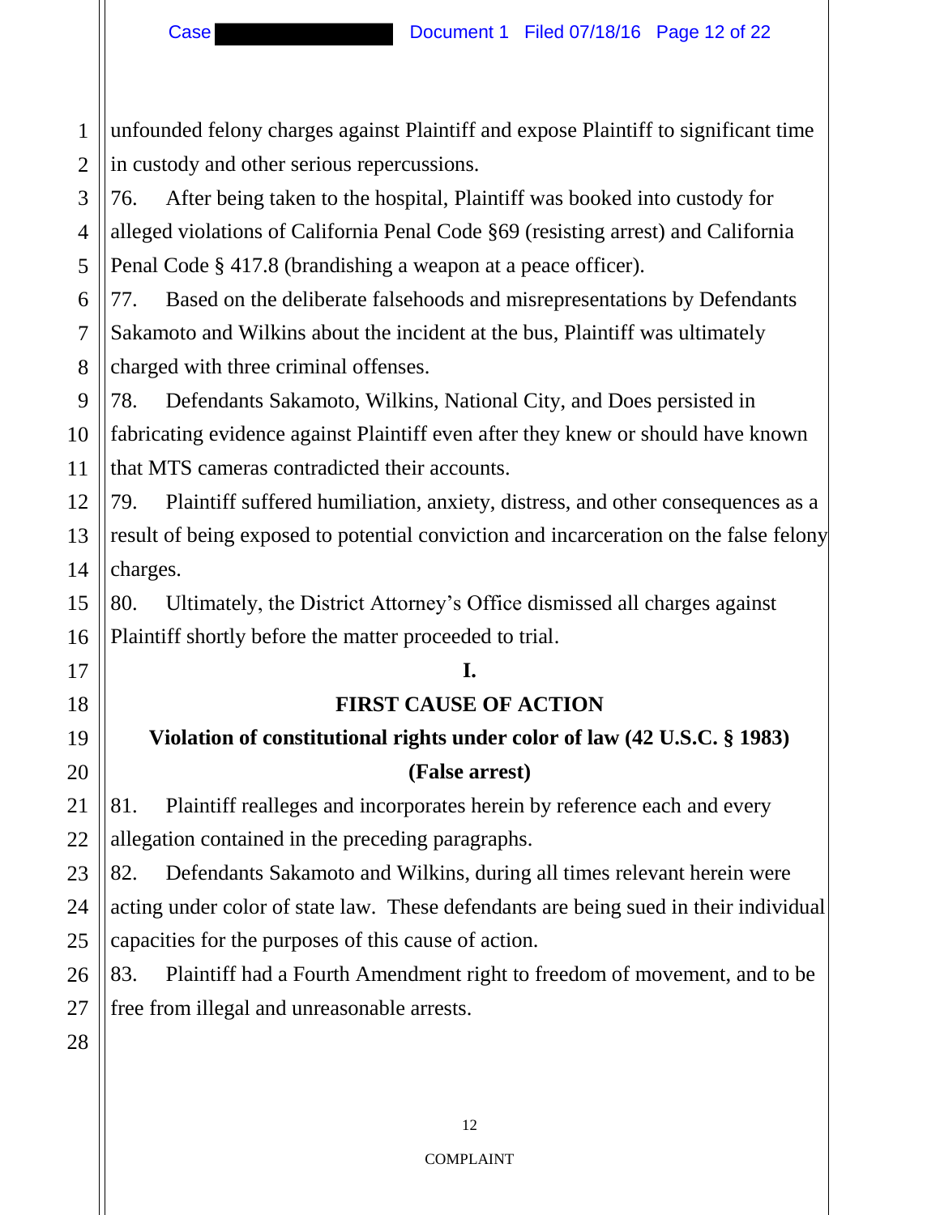unfounded felony charges against Plaintiff and expose Plaintiff to significant time in custody and other serious repercussions.

76. After being taken to the hospital, Plaintiff was booked into custody for alleged violations of California Penal Code §69 (resisting arrest) and California Penal Code § 417.8 (brandishing a weapon at a peace officer).

77. Based on the deliberate falsehoods and misrepresentations by Defendants Sakamoto and Wilkins about the incident at the bus, Plaintiff was ultimately charged with three criminal offenses.

78. Defendants Sakamoto, Wilkins, National City, and Does persisted in fabricating evidence against Plaintiff even after they knew or should have known that MTS cameras contradicted their accounts.

79. Plaintiff suffered humiliation, anxiety, distress, and other consequences as a result of being exposed to potential conviction and incarceration on the false felony charges.

80. Ultimately, the District Attorney's Office dismissed all charges against Plaintiff shortly before the matter proceeded to trial.

**I.**

**FIRST CAUSE OF ACTION**

**Violation of constitutional rights under color of law (42 U.S.C. § 1983)**

**(False arrest)**

81. Plaintiff realleges and incorporates herein by reference each and every allegation contained in the preceding paragraphs.

82. Defendants Sakamoto and Wilkins, during all times relevant herein were acting under color of state law. These defendants are being sued in their individual capacities for the purposes of this cause of action.

83. Plaintiff had a Fourth Amendment right to freedom of movement, and to be free from illegal and unreasonable arrests.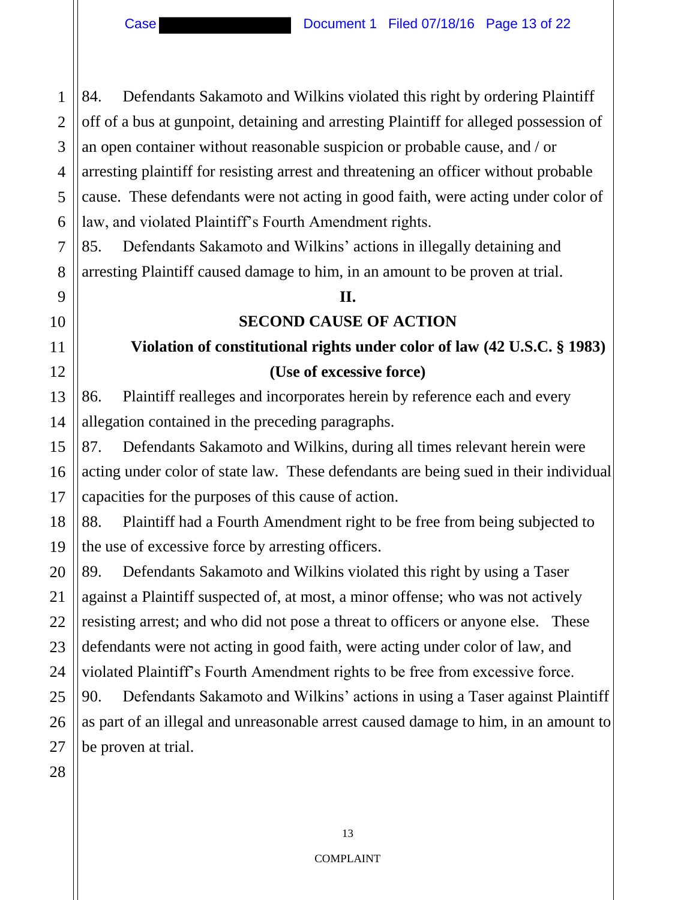84. Defendants Sakamoto and Wilkins violated this right by ordering Plaintiff off of a bus at gunpoint, detaining and arresting Plaintiff for alleged possession of an open container without reasonable suspicion or probable cause, and / or arresting plaintiff for resisting arrest and threatening an officer without probable cause. These defendants were not acting in good faith, were acting under color of law, and violated Plaintiff's Fourth Amendment rights.

85. Defendants Sakamoto and Wilkins' actions in illegally detaining and arresting Plaintiff caused damage to him, in an amount to be proven at trial.

**II.**

**SECOND CAUSE OF ACTION**

**Violation of constitutional rights under color of law (42 U.S.C. § 1983)**

**(Use of excessive force)**

86. Plaintiff realleges and incorporates herein by reference each and every allegation contained in the preceding paragraphs.

87. Defendants Sakamoto and Wilkins, during all times relevant herein were acting under color of state law. These defendants are being sued in their individual capacities for the purposes of this cause of action.

88. Plaintiff had a Fourth Amendment right to be free from being subjected to the use of excessive force by arresting officers.

89. Defendants Sakamoto and Wilkins violated this right by using a Taser against a Plaintiff suspected of, at most, a minor offense; who was not actively resisting arrest; and who did not pose a threat to officers or anyone else. These defendants were not acting in good faith, were acting under color of law, and violated Plaintiff's Fourth Amendment rights to be free from excessive force.

90. Defendants Sakamoto and Wilkins' actions in using a Taser against Plaintiff as part of an illegal and unreasonable arrest caused damage to him, in an amount to be proven at trial.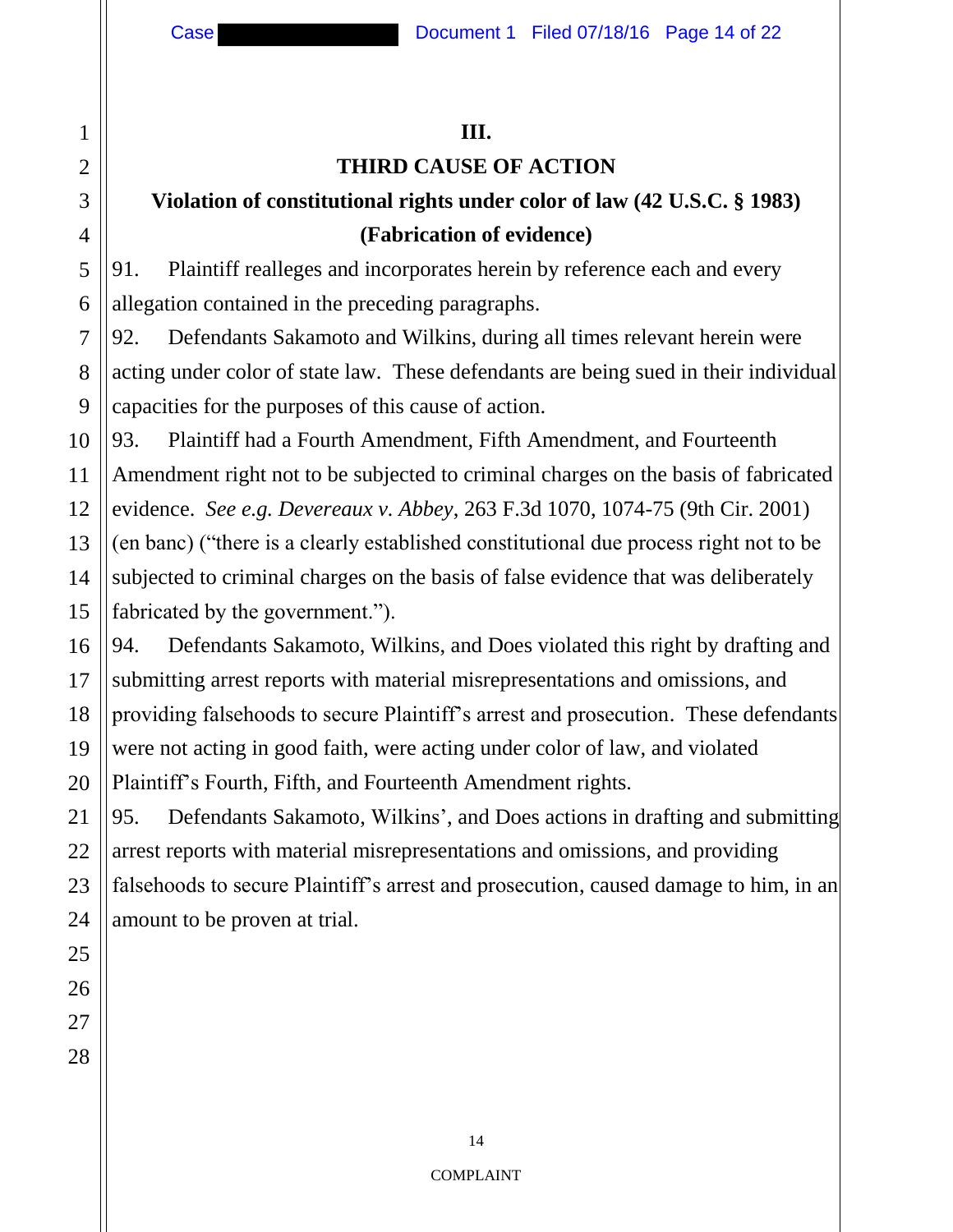**III.**

**THIRD CAUSE OF ACTION**

**Violation of constitutional rights under color of law (42 U.S.C. § 1983)**

**(Fabrication of evidence)**

91. Plaintiff realleges and incorporates herein by reference each and every allegation contained in the preceding paragraphs.

92. Defendants Sakamoto and Wilkins, during all times relevant herein were acting under color of state law. These defendants are being sued in their individual capacities for the purposes of this cause of action.

93. Plaintiff had a Fourth Amendment, Fifth Amendment, and Fourteenth Amendment right not to be subjected to criminal charges on the basis of fabricated evidence. *See e.g. Devereaux v. Abbey*, 263 F.3d 1070, 1074-75 (9th Cir. 2001) (en banc) ("there is a clearly established constitutional due process right not to be subjected to criminal charges on the basis of false evidence that was deliberately fabricated by the government.").

94. Defendants Sakamoto, Wilkins, and Does violated this right by drafting and submitting arrest reports with material misrepresentations and omissions, and providing falsehoods to secure Plaintiff's arrest and prosecution. These defendants were not acting in good faith, were acting under color of law, and violated Plaintiff's Fourth, Fifth, and Fourteenth Amendment rights.

95. Defendants Sakamoto, Wilkins', and Does actions in drafting and submitting arrest reports with material misrepresentations and omissions, and providing falsehoods to secure Plaintiff's arrest and prosecution, caused damage to him, in an amount to be proven at trial.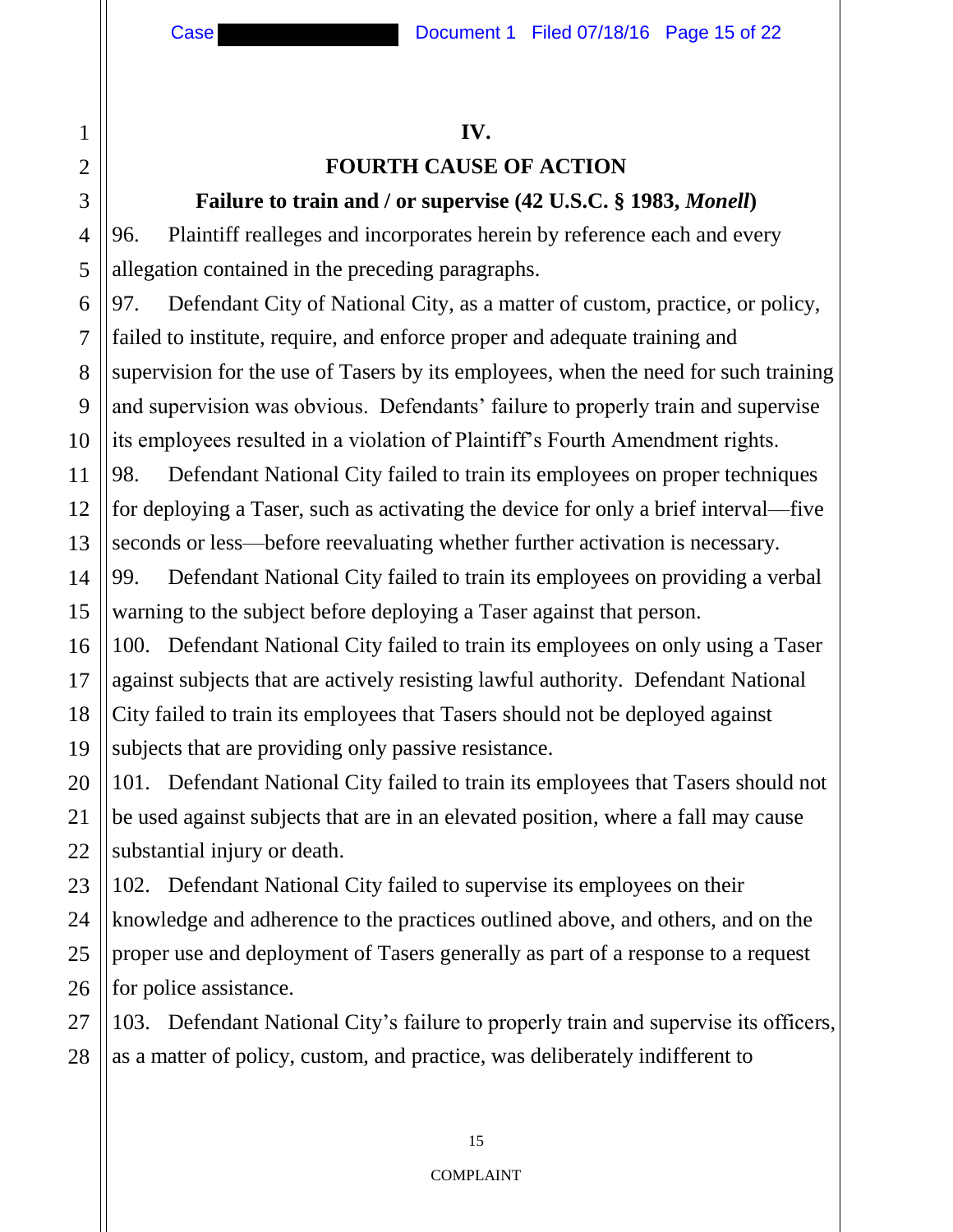## IV.

## FOURTH CAUSE OF ACTION

### Failure to train and / or supervise (42 U.S.C. § 1983, *Monell*)

96. Plaintiff realleges and incorporates herein by reference each and every allegation contained in the preceding paragraphs.

97. Defendant City of National City, as a matter of custom, practice, or policy, failed to institute, require, and enforce proper and adequate training and supervision for the use of Tasers by its employees, when the need for such training and supervision was obvious. Defendants' failure to properly train and supervise its employees resulted in a violation of Plaintiff's Fourth Amendment rights.

98. Defendant National City failed to train its employees on proper techniques for deploying a Taser, such as activating the device for only a brief interval—five seconds or less—before reevaluating whether further activation is necessary.

99. Defendant National City failed to train its employees on providing a verbal warning to the subject before deploying a Taser against that person.

100. Defendant National City failed to train its employees on only using a Taser against subjects that are actively resisting lawful authority. Defendant National City failed to train its employees that Tasers should not be deployed against subjects that are providing only passive resistance.

101. Defendant National City failed to train its employees that Tasers should not be used against subjects that are in an elevated position, where a fall may cause substantial injury or death.

102. Defendant National City failed to supervise its employees on their knowledge and adherence to the practices outlined above, and others, and on the proper use and deployment of Tasers generally as part of a response to a request for police assistance.

103. Defendant National City's failure to properly train and supervise its officers, as a matter of policy, custom, and practice, was deliberately indifferent to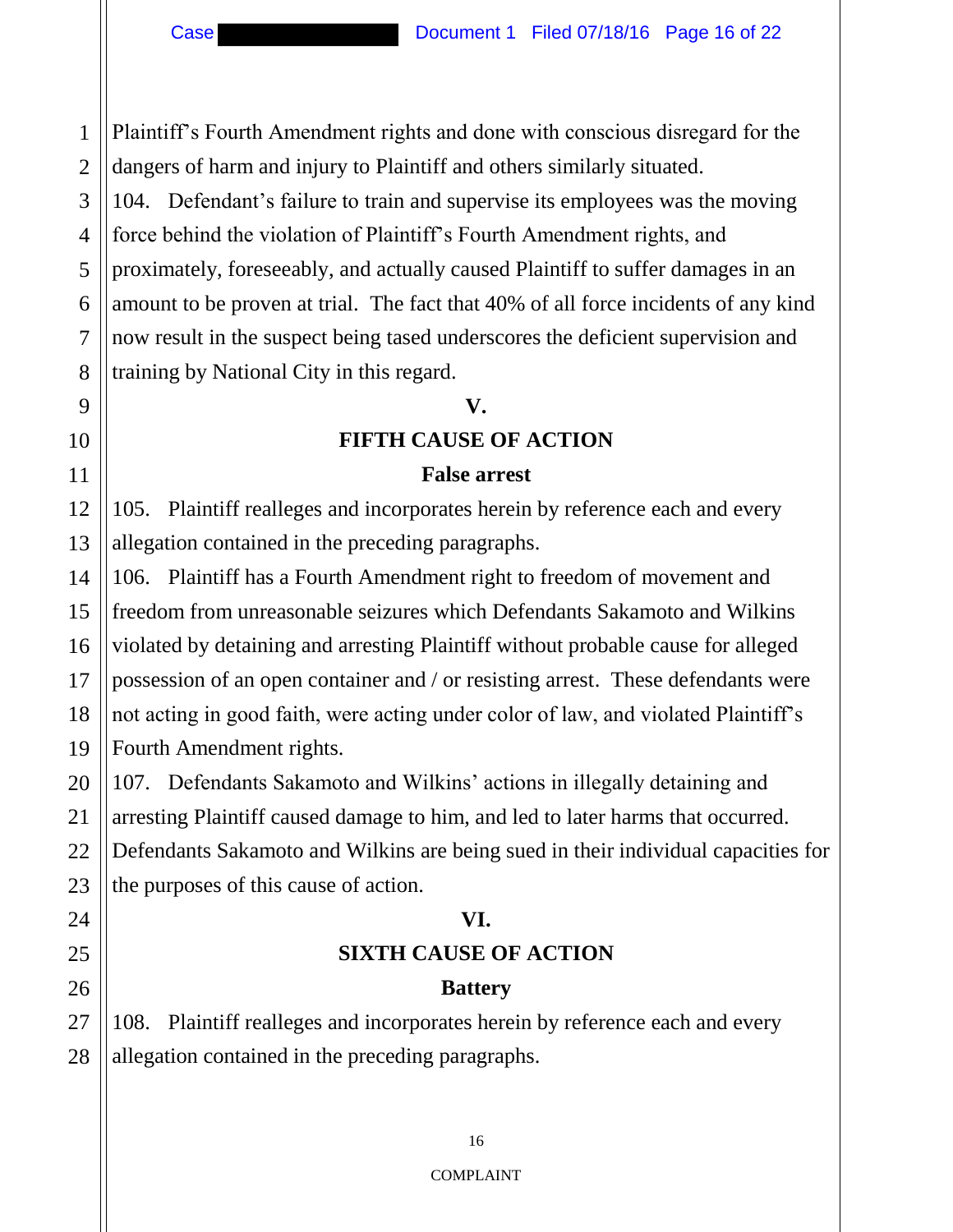Plaintiff's Fourth Amendment rights and done with conscious disregard for the dangers of harm and injury to Plaintiff and others similarly situated.

104. Defendant's failure to train and supervise its employees was the moving force behind the violation of Plaintiff's Fourth Amendment rights, and proximately, foreseeably, and actually caused Plaintiff to suffer damages in an amount to be proven at trial. The fact that 40% of all force incidents of any kind now result in the suspect being tased underscores the deficient supervision and training by National City in this regard.

**V.**

**FIFTH CAUSE OF ACTION**

**False arrest**

105. Plaintiff realleges and incorporates herein by reference each and every allegation contained in the preceding paragraphs.

106. Plaintiff has a Fourth Amendment right to freedom of movement and freedom from unreasonable seizures which Defendants Sakamoto and Wilkins violated by detaining and arresting Plaintiff without probable cause for alleged possession of an open container and / or resisting arrest. These defendants were not acting in good faith, were acting under color of law, and violated Plaintiff's Fourth Amendment rights.

107. Defendants Sakamoto and Wilkins' actions in illegally detaining and arresting Plaintiff caused damage to him, and led to later harms that occurred. Defendants Sakamoto and Wilkins are being sued in their individual capacities for the purposes of this cause of action.

**VI.**

**SIXTH CAUSE OF ACTION**

**Battery**

108. Plaintiff realleges and incorporates herein by reference each and every allegation contained in the preceding paragraphs.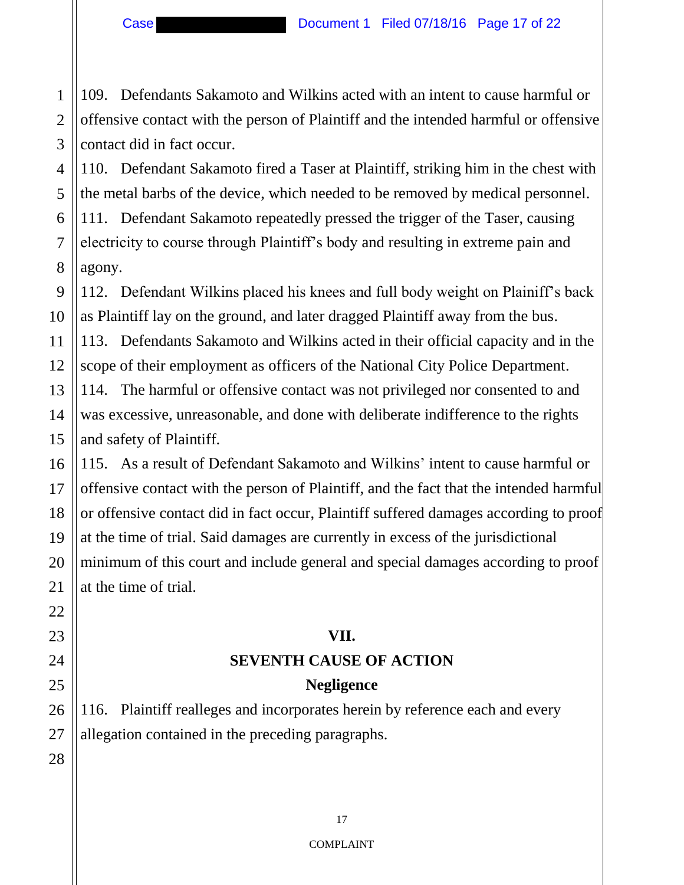109. Defendants Sakamoto and Wilkins acted with an intent to cause harmful or offensive contact with the person of Plaintiff and the intended harmful or offensive contact did in fact occur.

110. Defendant Sakamoto fired a Taser at Plaintiff, striking him in the chest with the metal barbs of the device, which needed to be removed by medical personnel.

111. Defendant Sakamoto repeatedly pressed the trigger of the Taser, causing electricity to course through Plaintiff's body and resulting in extreme pain and agony.

112. Defendant Wilkins placed his knees and full body weight on Plainiff's back as Plaintiff lay on the ground, and later dragged Plaintiff away from the bus.

113. Defendants Sakamoto and Wilkins acted in their official capacity and in the scope of their employment as officers of the National City Police Department.

114. The harmful or offensive contact was not privileged nor consented to and was excessive, unreasonable, and done with deliberate indifference to the rights and safety of Plaintiff.

115. As a result of Defendant Sakamoto and Wilkins' intent to cause harmful or offensive contact with the person of Plaintiff, and the fact that the intended harmful or offensive contact did in fact occur, Plaintiff suffered damages according to proof at the time of trial. Said damages are currently in excess of the jurisdictional minimum of this court and include general and special damages according to proof at the time of trial.

## VII.

## SEVENTH CAUSE OF ACTION

## Negligence

116. Plaintiff realleges and incorporates herein by reference each and every allegation contained in the preceding paragraphs.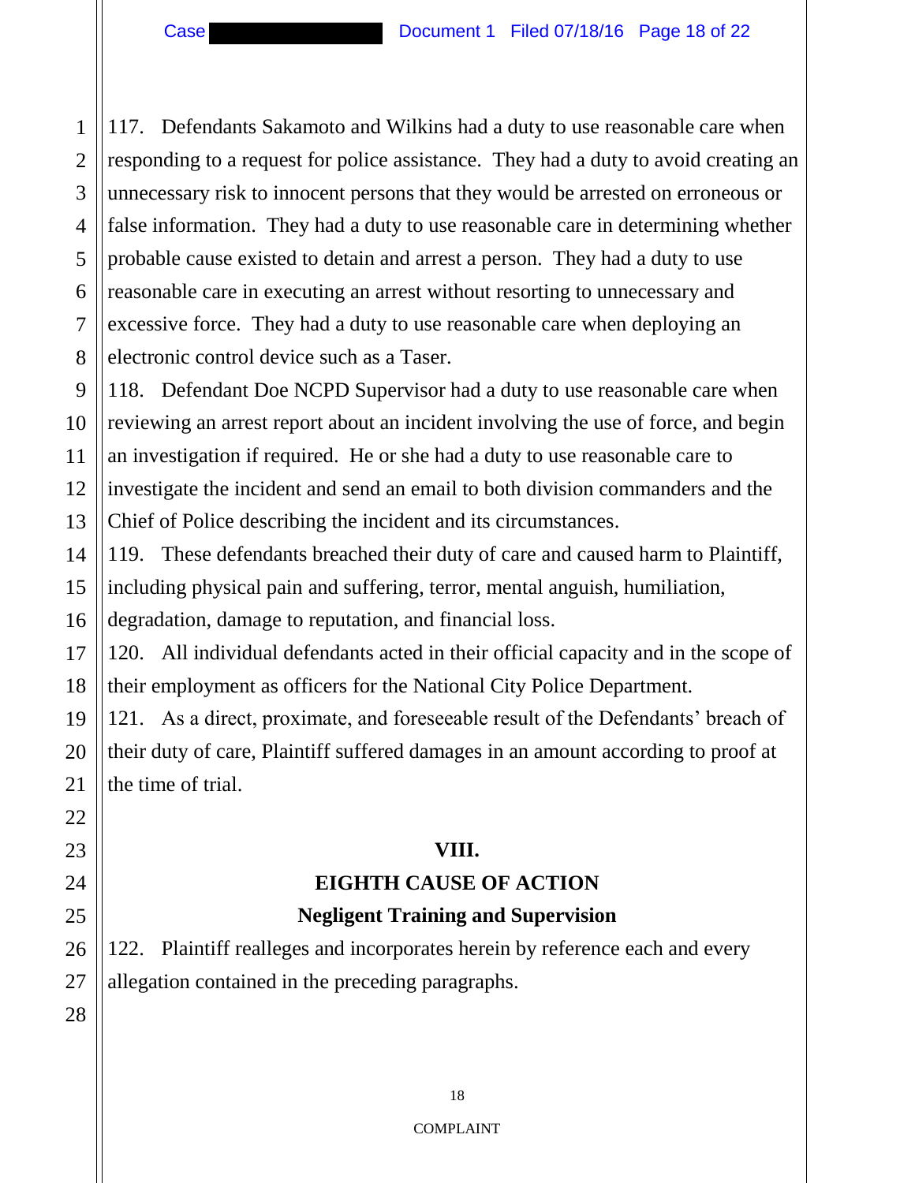117. Defendants Sakamoto and Wilkins had a duty to use reasonable care when responding to a request for police assistance. They had a duty to avoid creating an unnecessary risk to innocent persons that they would be arrested on erroneous or false information. They had a duty to use reasonable care in determining whether probable cause existed to detain and arrest a person. They had a duty to use reasonable care in executing an arrest without resorting to unnecessary and excessive force. They had a duty to use reasonable care when deploying an electronic control device such as a Taser.

118. Defendant Doe NCPD Supervisor had a duty to use reasonable care when reviewing an arrest report about an incident involving the use of force, and begin an investigation if required. He or she had a duty to use reasonable care to investigate the incident and send an email to both division commanders and the Chief of Police describing the incident and its circumstances.

119. These defendants breached their duty of care and caused harm to Plaintiff, including physical pain and suffering, terror, mental anguish, humiliation, degradation, damage to reputation, and financial loss.

120. All individual defendants acted in their official capacity and in the scope of their employment as officers for the National City Police Department.

121. As a direct, proximate, and foreseeable result of the Defendants' breach of their duty of care, Plaintiff suffered damages in an amount according to proof at the time of trial.

## VIII.

## EIGHTH CAUSE OF ACTION

### Negligent Training and Supervision

122. Plaintiff realleges and incorporates herein by reference each and every allegation contained in the preceding paragraphs.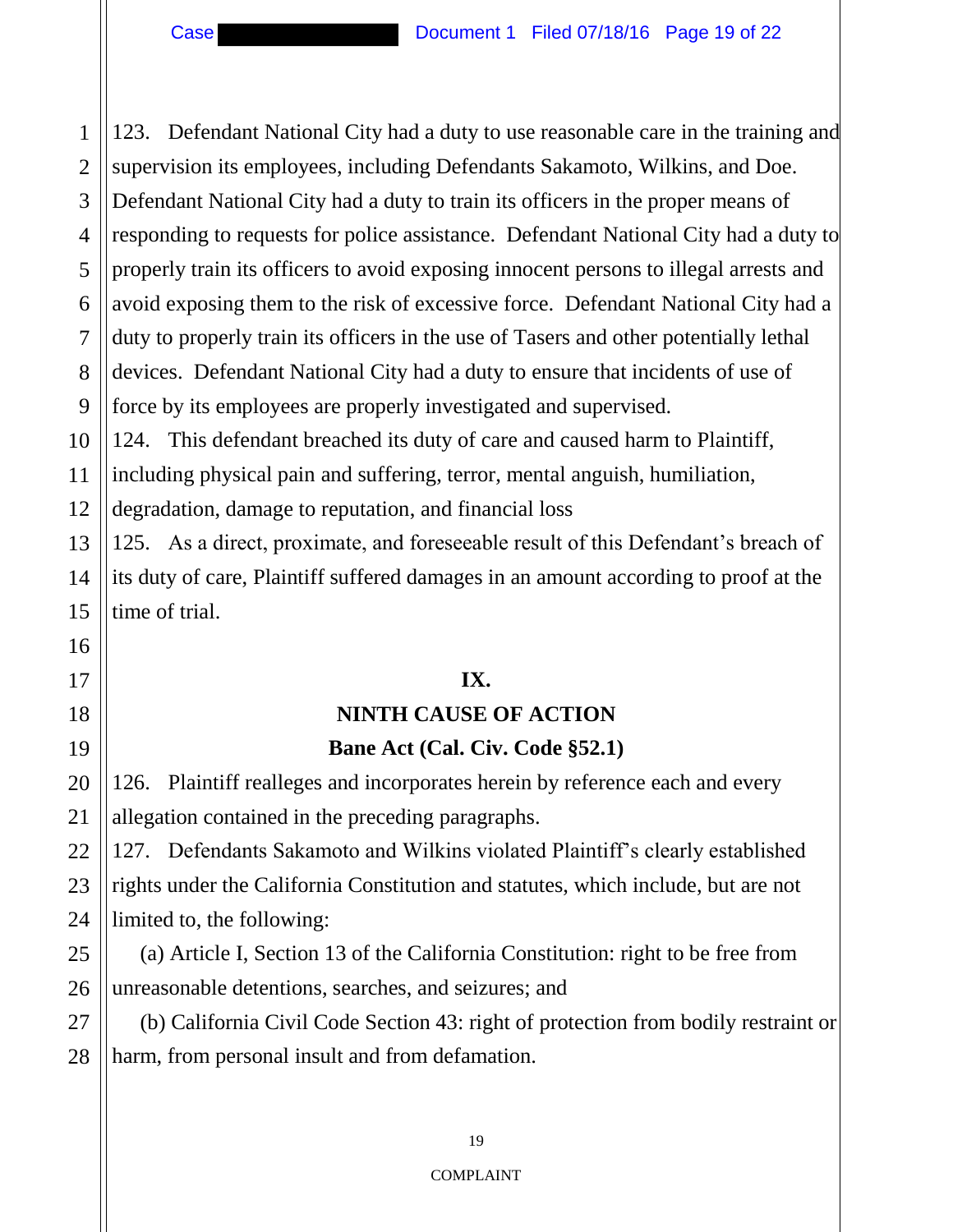123. Defendant National City had a duty to use reasonable care in the training and supervision its employees, including Defendants Sakamoto, Wilkins, and Doe. Defendant National City had a duty to train its officers in the proper means of responding to requests for police assistance. Defendant National City had a duty to properly train its officers to avoid exposing innocent persons to illegal arrests and avoid exposing them to the risk of excessive force. Defendant National City had a duty to properly train its officers in the use of Tasers and other potentially lethal devices. Defendant National City had a duty to ensure that incidents of use of force by its employees are properly investigated and supervised.

124. This defendant breached its duty of care and caused harm to Plaintiff, including physical pain and suffering, terror, mental anguish, humiliation, degradation, damage to reputation, and financial loss

125. As a direct, proximate, and foreseeable result of this Defendant's breach of its duty of care, Plaintiff suffered damages in an amount according to proof at the time of trial.

**IX.**

**NINTH CAUSE OF ACTION**

**Bane Act (Cal. Civ. Code §52.1)**

126. Plaintiff realleges and incorporates herein by reference each and every allegation contained in the preceding paragraphs.

127. Defendants Sakamoto and Wilkins violated Plaintiff's clearly established rights under the California Constitution and statutes, which include, but are not limited to, the following:

(a) Article I, Section 13 of the California Constitution: right to be free from unreasonable detentions, searches, and seizures; and

(b) California Civil Code Section 43: right of protection from bodily restraint or harm, from personal insult and from defamation.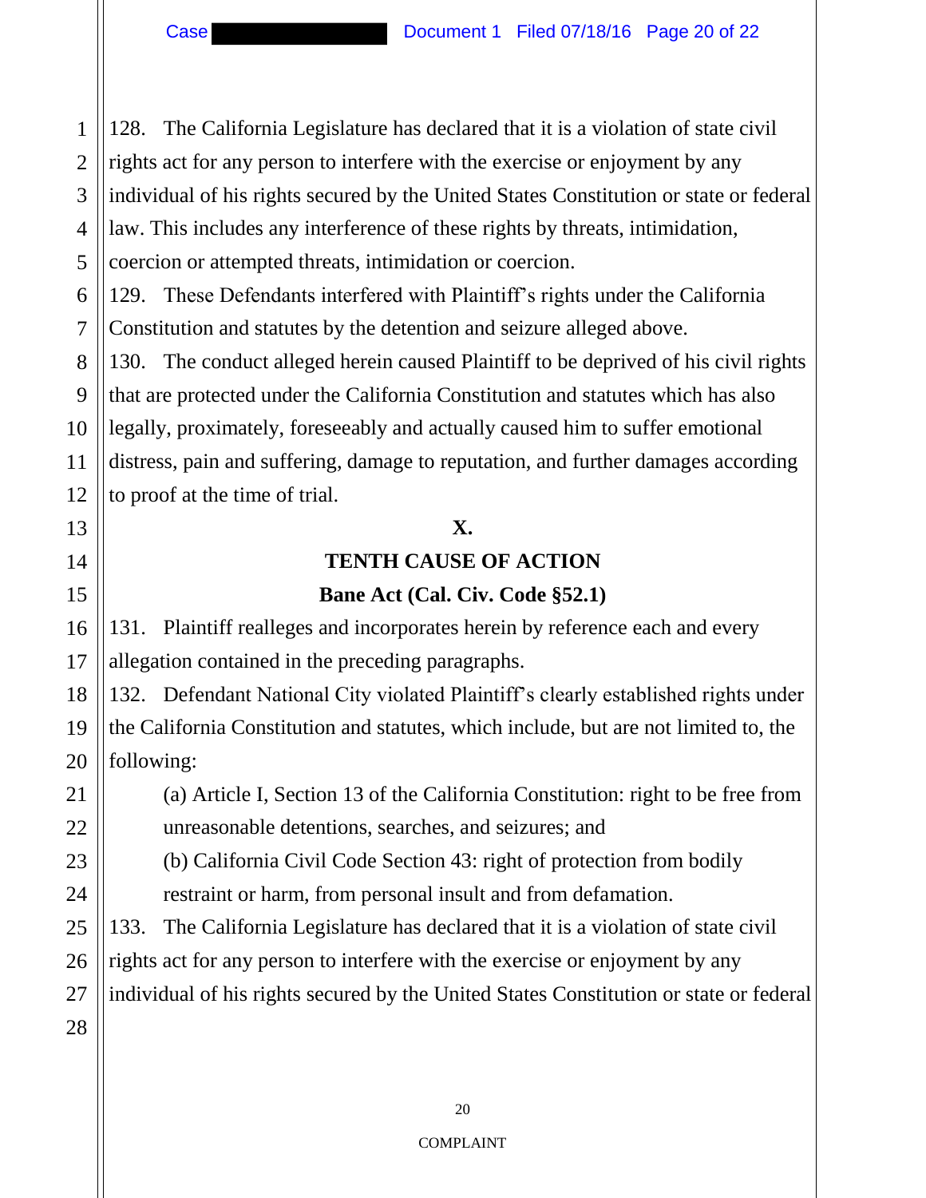128. The California Legislature has declared that it is a violation of state civil rights act for any person to interfere with the exercise or enjoyment by any individual of his rights secured by the United States Constitution or state or federal law. This includes any interference of these rights by threats, intimidation, coercion or attempted threats, intimidation or coercion.

129. These Defendants interfered with Plaintiff's rights under the California Constitution and statutes by the detention and seizure alleged above.

130. The conduct alleged herein caused Plaintiff to be deprived of his civil rights that are protected under the California Constitution and statutes which has also legally, proximately, foreseeably and actually caused him to suffer emotional distress, pain and suffering, damage to reputation, and further damages according to proof at the time of trial.

**X.**

**TENTH CAUSE OF ACTION**

**Bane Act (Cal. Civ. Code §52.1)**

131. Plaintiff realleges and incorporates herein by reference each and every allegation contained in the preceding paragraphs.

132. Defendant National City violated Plaintiff's clearly established rights under the California Constitution and statutes, which include, but are not limited to, the following:

(a) Article I, Section 13 of the California Constitution: right to be free from unreasonable detentions, searches, and seizures; and

(b) California Civil Code Section 43: right of protection from bodily restraint or harm, from personal insult and from defamation.

133. The California Legislature has declared that it is a violation of state civil rights act for any person to interfere with the exercise or enjoyment by any individual of his rights secured by the United States Constitution or state or federal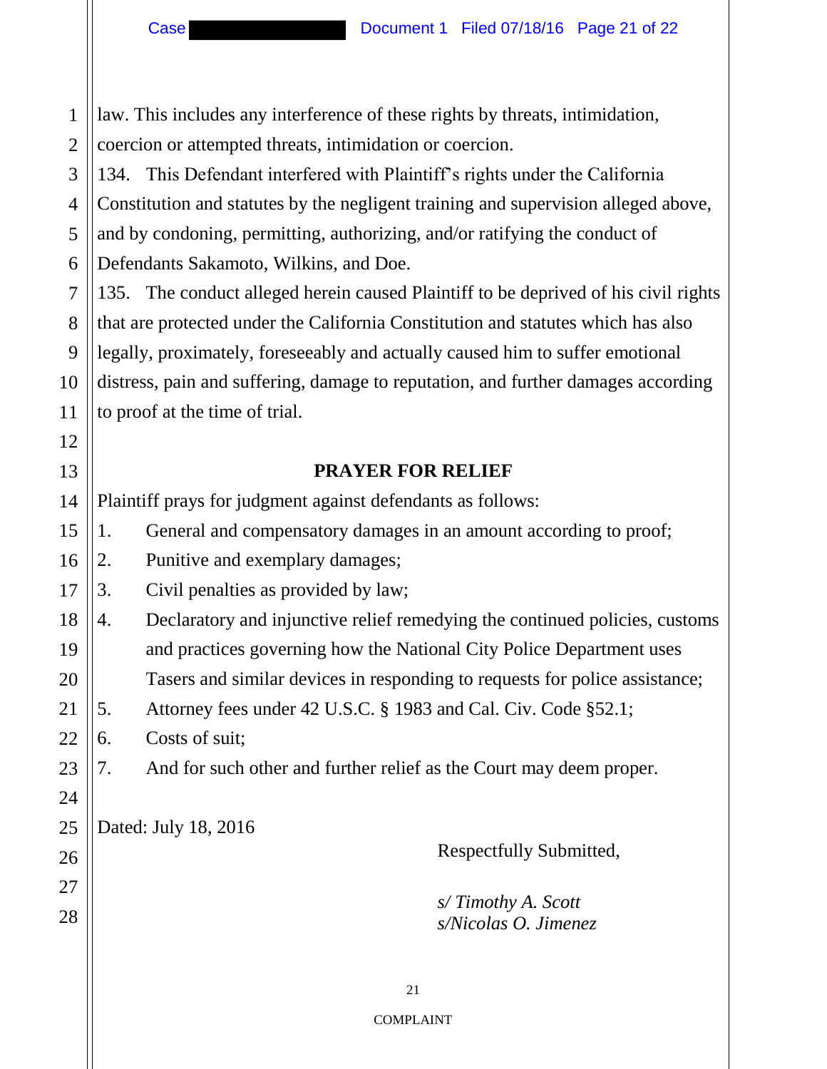law. This includes any interference of these rights by threats, intimidation, coercion or attempted threats, intimidation or coercion.

134. This Defendant interfered with Plaintiff's rights under the California Constitution and statutes by the negligent training and supervision alleged above, and by condoning, permitting, authorizing, and/or ratifying the conduct of Defendants Sakamoto, Wilkins, and Doe.

135. The conduct alleged herein caused Plaintiff to be deprived of his civil rights that are protected under the California Constitution and statutes which has also legally, proximately, foreseeably and actually caused him to suffer emotional distress, pain and suffering, damage to reputation, and further damages according to proof at the time of trial.

## PRAYER FOR RELIEF

Plaintiff prays for judgment against defendants as follows:

1. General and compensatory damages in an amount according to proof;
2. Punitive and exemplary damages;
3. Civil penalties as provided by law;
4. Declaratory and injunctive relief remedying the continued policies, customs and practices governing how the National City Police Department uses Tasers and similar devices in responding to requests for police assistance;
5. Attorney fees under 42 U.S.C. § 1983 and Cal. Civ. Code §52.1;
6. Costs of suit;
7. And for such other and further relief as the Court may deem proper.

Dated: July 18, 2016

Respectfully Submitted,

*s/ Timothy A. Scott*
*s/Nicolas O. Jimenez*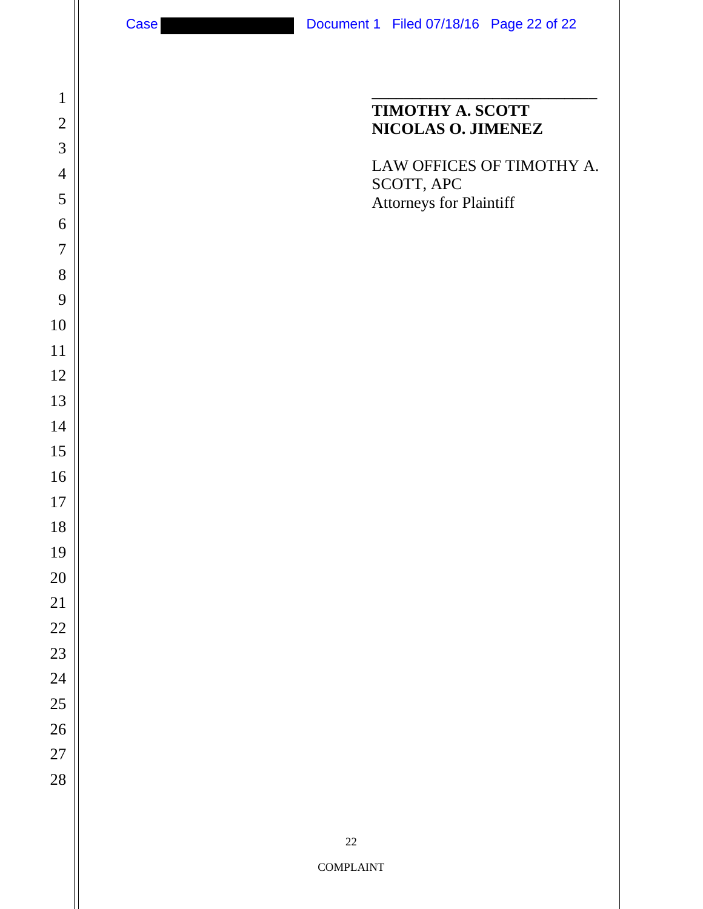______________________________

**TIMOTHY A. SCOTT**
**NICOLAS O. JIMENEZ**

LAW OFFICES OF TIMOTHY A. SCOTT, APC
Attorneys for Plaintiff